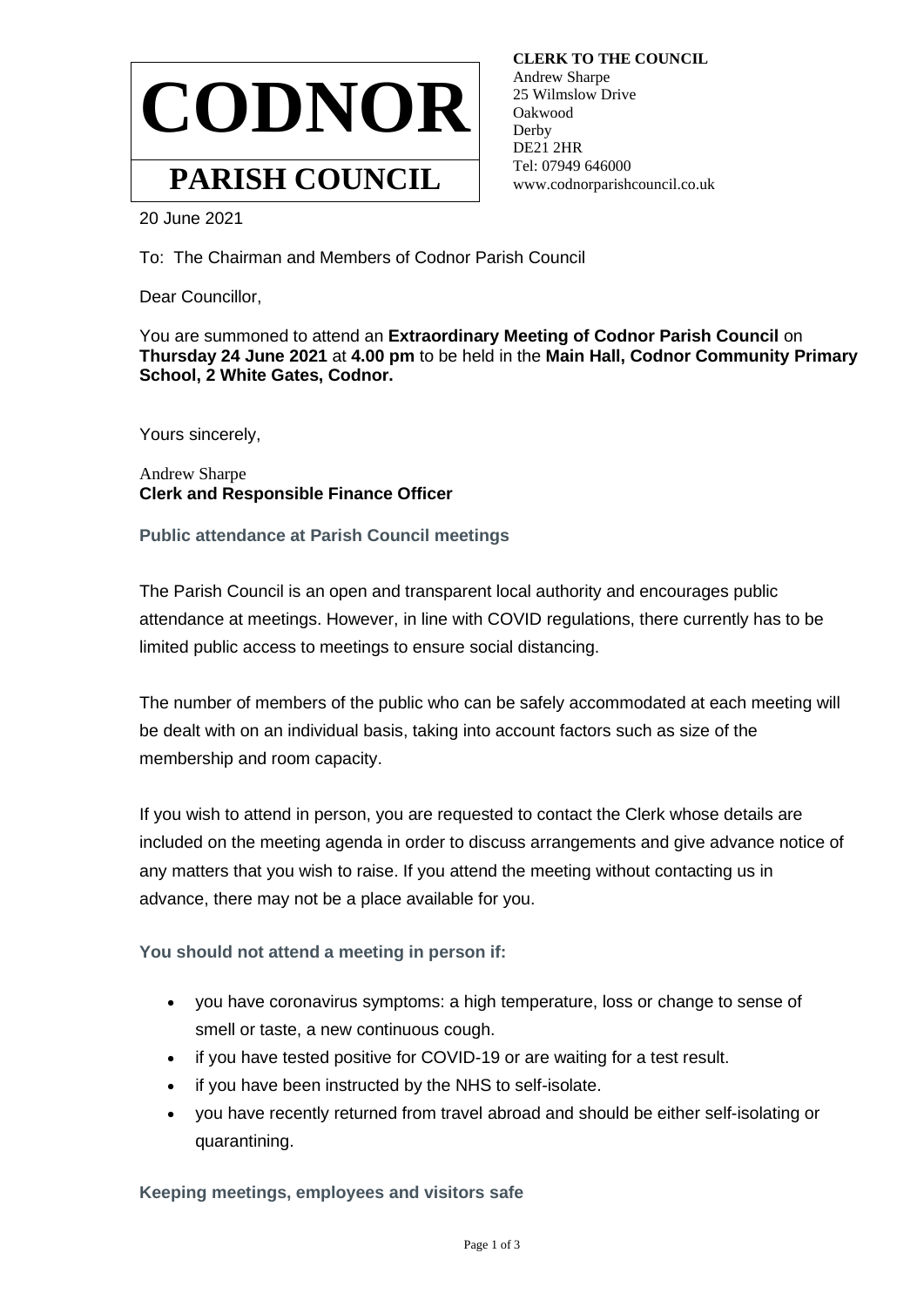# CODNOR

## PARISH COUNCIL

**CLERK TO THE COUNCIL**
Andrew Sharpe
25 Wilmslow Drive
Oakwood
Derby
DE21 2HR
Tel: 07949 646000
www.codnorparishcouncil.co.uk

20 June 2021

To: The Chairman and Members of Codnor Parish Council

Dear Councillor,

You are summoned to attend an **Extraordinary Meeting of Codnor Parish Council** on **Thursday 24 June 2021** at **4.00 pm** to be held in the **Main Hall, Codnor Community Primary School, 2 White Gates, Codnor.**

Yours sincerely,

Andrew Sharpe
**Clerk and Responsible Finance Officer**

**Public attendance at Parish Council meetings**

The Parish Council is an open and transparent local authority and encourages public attendance at meetings. However, in line with COVID regulations, there currently has to be limited public access to meetings to ensure social distancing.

The number of members of the public who can be safely accommodated at each meeting will be dealt with on an individual basis, taking into account factors such as size of the membership and room capacity.

If you wish to attend in person, you are requested to contact the Clerk whose details are included on the meeting agenda in order to discuss arrangements and give advance notice of any matters that you wish to raise. If you attend the meeting without contacting us in advance, there may not be a place available for you.

**You should not attend a meeting in person if:**

- you have coronavirus symptoms: a high temperature, loss or change to sense of smell or taste, a new continuous cough.
- if you have tested positive for COVID-19 or are waiting for a test result.
- if you have been instructed by the NHS to self-isolate.
- you have recently returned from travel abroad and should be either self-isolating or quarantining.

**Keeping meetings, employees and visitors safe**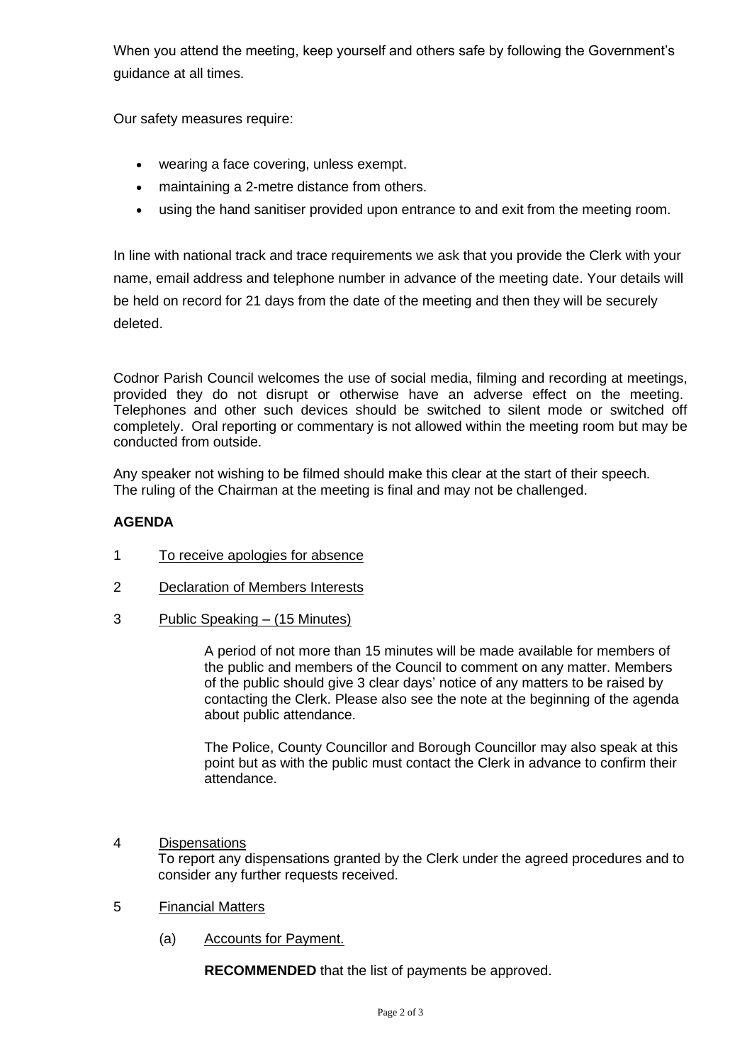When you attend the meeting, keep yourself and others safe by following the Government's guidance at all times.

Our safety measures require:

- wearing a face covering, unless exempt.
- maintaining a 2-metre distance from others.
- using the hand sanitiser provided upon entrance to and exit from the meeting room.

In line with national track and trace requirements we ask that you provide the Clerk with your name, email address and telephone number in advance of the meeting date. Your details will be held on record for 21 days from the date of the meeting and then they will be securely deleted.

Codnor Parish Council welcomes the use of social media, filming and recording at meetings, provided they do not disrupt or otherwise have an adverse effect on the meeting. Telephones and other such devices should be switched to silent mode or switched off completely. Oral reporting or commentary is not allowed within the meeting room but may be conducted from outside.

Any speaker not wishing to be filmed should make this clear at the start of their speech. The ruling of the Chairman at the meeting is final and may not be challenged.

**AGENDA**

1 To receive apologies for absence

2 Declaration of Members Interests

3 Public Speaking – (15 Minutes)

A period of not more than 15 minutes will be made available for members of the public and members of the Council to comment on any matter. Members of the public should give 3 clear days' notice of any matters to be raised by contacting the Clerk. Please also see the note at the beginning of the agenda about public attendance.

The Police, County Councillor and Borough Councillor may also speak at this point but as with the public must contact the Clerk in advance to confirm their attendance.

4 Dispensations

To report any dispensations granted by the Clerk under the agreed procedures and to consider any further requests received.

5 Financial Matters

(a) Accounts for Payment.

**RECOMMENDED** that the list of payments be approved.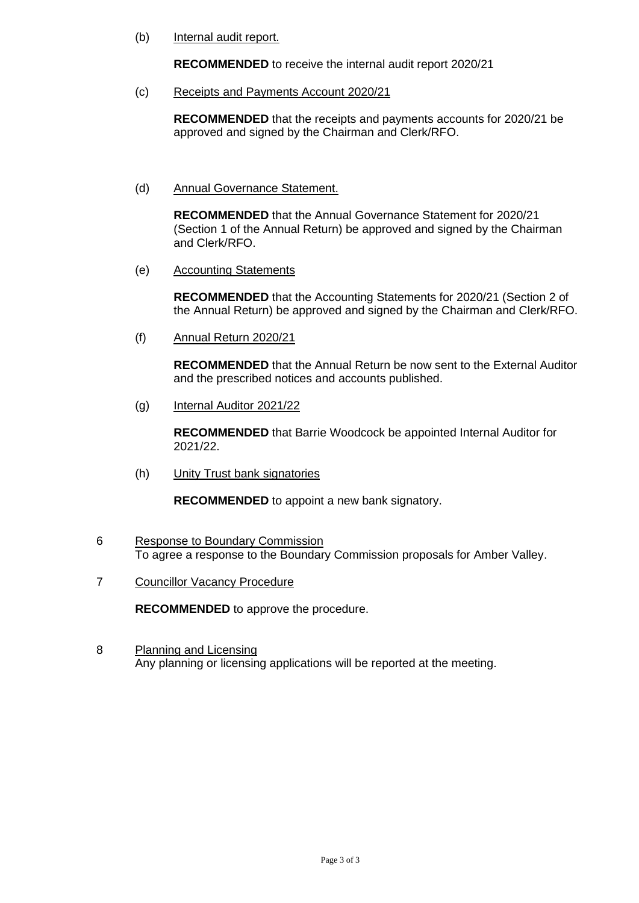(b) Internal audit report.

**RECOMMENDED** to receive the internal audit report 2020/21

(c) Receipts and Payments Account 2020/21

**RECOMMENDED** that the receipts and payments accounts for 2020/21 be approved and signed by the Chairman and Clerk/RFO.

(d) Annual Governance Statement.

**RECOMMENDED** that the Annual Governance Statement for 2020/21 (Section 1 of the Annual Return) be approved and signed by the Chairman and Clerk/RFO.

(e) Accounting Statements

**RECOMMENDED** that the Accounting Statements for 2020/21 (Section 2 of the Annual Return) be approved and signed by the Chairman and Clerk/RFO.

(f) Annual Return 2020/21

**RECOMMENDED** that the Annual Return be now sent to the External Auditor and the prescribed notices and accounts published.

(g) Internal Auditor 2021/22

**RECOMMENDED** that Barrie Woodcock be appointed Internal Auditor for 2021/22.

(h) Unity Trust bank signatories

**RECOMMENDED** to appoint a new bank signatory.

6 Response to Boundary Commission
To agree a response to the Boundary Commission proposals for Amber Valley.

7 Councillor Vacancy Procedure

**RECOMMENDED** to approve the procedure.

8 Planning and Licensing
Any planning or licensing applications will be reported at the meeting.